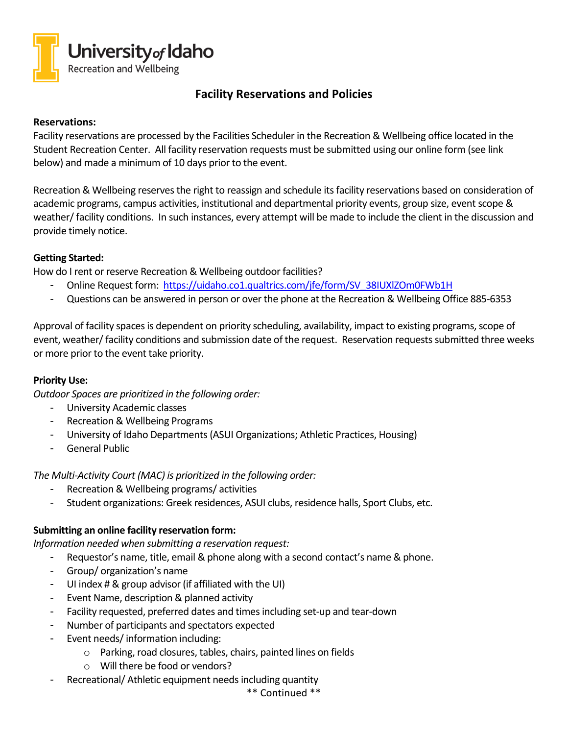University of Idaho
Recreation and Wellbeing

# Facility Reservations and Policies

**Reservations:**
Facility reservations are processed by the Facilities Scheduler in the Recreation & Wellbeing office located in the Student Recreation Center. All facility reservation requests must be submitted using our online form (see link below) and made a minimum of 10 days prior to the event.

Recreation & Wellbeing reserves the right to reassign and schedule its facility reservations based on consideration of academic programs, campus activities, institutional and departmental priority events, group size, event scope & weather/ facility conditions. In such instances, every attempt will be made to include the client in the discussion and provide timely notice.

**Getting Started:**
How do I rent or reserve Recreation & Wellbeing outdoor facilities?

- Online Request form: https://uidaho.co1.qualtrics.com/jfe/form/SV_38IUXlZOm0FWb1H
- Questions can be answered in person or over the phone at the Recreation & Wellbeing Office 885-6353

Approval of facility spaces is dependent on priority scheduling, availability, impact to existing programs, scope of event, weather/ facility conditions and submission date of the request. Reservation requests submitted three weeks or more prior to the event take priority.

**Priority Use:**
*Outdoor Spaces are prioritized in the following order:*

- University Academic classes
- Recreation & Wellbeing Programs
- University of Idaho Departments (ASUI Organizations; Athletic Practices, Housing)
- General Public

*The Multi-Activity Court (MAC) is prioritized in the following order:*

- Recreation & Wellbeing programs/ activities
- Student organizations: Greek residences, ASUI clubs, residence halls, Sport Clubs, etc.

**Submitting an online facility reservation form:**
*Information needed when submitting a reservation request:*

- Requestor's name, title, email & phone along with a second contact's name & phone.
- Group/ organization's name
- UI index # & group advisor (if affiliated with the UI)
- Event Name, description & planned activity
- Facility requested, preferred dates and times including set-up and tear-down
- Number of participants and spectators expected
- Event needs/ information including:
  - Parking, road closures, tables, chairs, painted lines on fields
  - Will there be food or vendors?
- Recreational/ Athletic equipment needs including quantity

** Continued **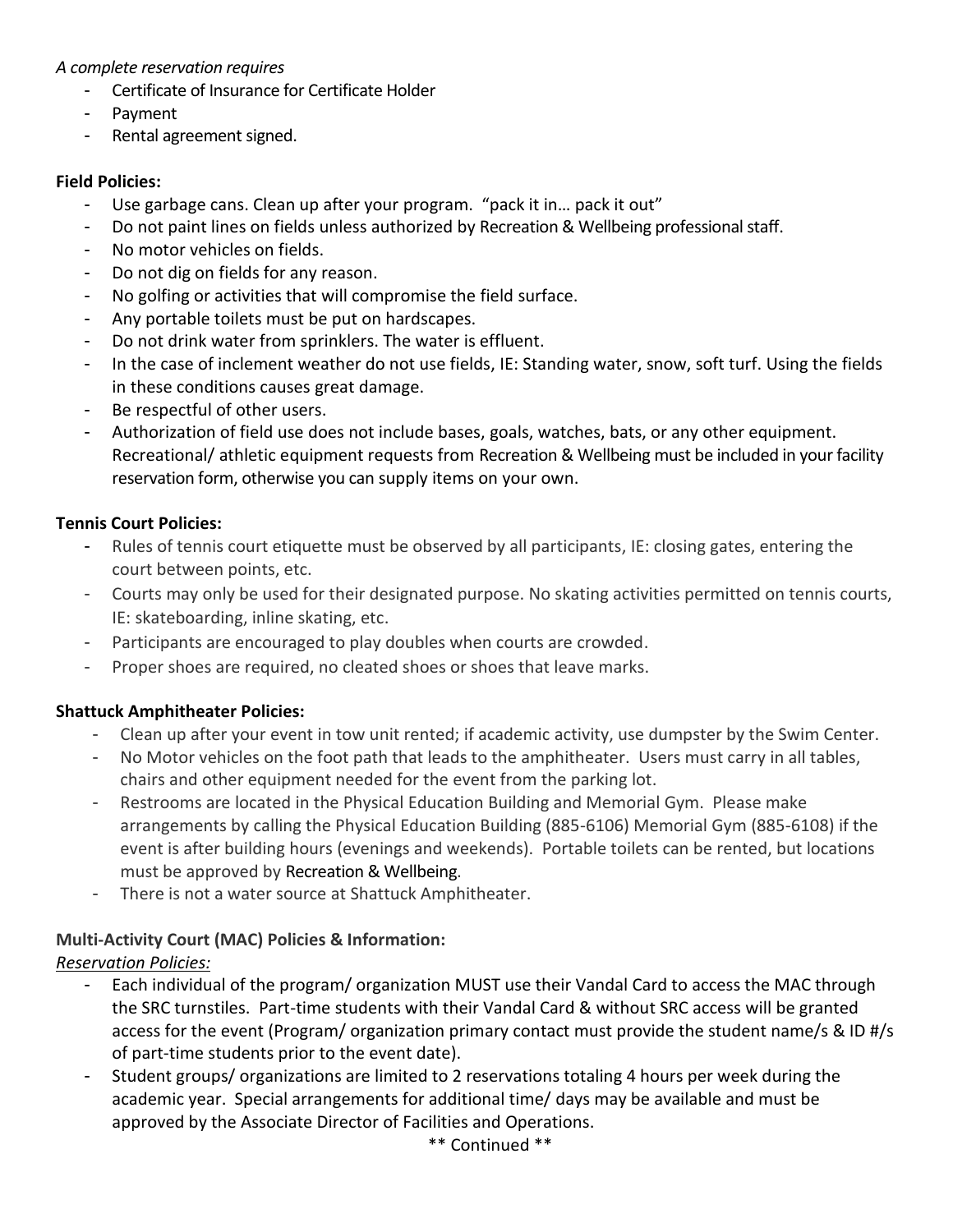*A complete reservation requires*

- Certificate of Insurance for Certificate Holder
- Payment
- Rental agreement signed.

**Field Policies:**

- Use garbage cans. Clean up after your program. "pack it in… pack it out"
- Do not paint lines on fields unless authorized by Recreation & Wellbeing professional staff.
- No motor vehicles on fields.
- Do not dig on fields for any reason.
- No golfing or activities that will compromise the field surface.
- Any portable toilets must be put on hardscapes.
- Do not drink water from sprinklers. The water is effluent.
- In the case of inclement weather do not use fields, IE: Standing water, snow, soft turf. Using the fields in these conditions causes great damage.
- Be respectful of other users.
- Authorization of field use does not include bases, goals, watches, bats, or any other equipment. Recreational/ athletic equipment requests from Recreation & Wellbeing must be included in your facility reservation form, otherwise you can supply items on your own.

**Tennis Court Policies:**

- Rules of tennis court etiquette must be observed by all participants, IE: closing gates, entering the court between points, etc.
- Courts may only be used for their designated purpose. No skating activities permitted on tennis courts, IE: skateboarding, inline skating, etc.
- Participants are encouraged to play doubles when courts are crowded.
- Proper shoes are required, no cleated shoes or shoes that leave marks.

**Shattuck Amphitheater Policies:**

- Clean up after your event in tow unit rented; if academic activity, use dumpster by the Swim Center.
- No Motor vehicles on the foot path that leads to the amphitheater. Users must carry in all tables, chairs and other equipment needed for the event from the parking lot.
- Restrooms are located in the Physical Education Building and Memorial Gym. Please make arrangements by calling the Physical Education Building (885-6106) Memorial Gym (885-6108) if the event is after building hours (evenings and weekends). Portable toilets can be rented, but locations must be approved by Recreation & Wellbeing.
- There is not a water source at Shattuck Amphitheater.

**Multi-Activity Court (MAC) Policies & Information:**

*Reservation Policies:*

- Each individual of the program/ organization MUST use their Vandal Card to access the MAC through the SRC turnstiles. Part-time students with their Vandal Card & without SRC access will be granted access for the event (Program/ organization primary contact must provide the student name/s & ID #/s of part-time students prior to the event date).
- Student groups/ organizations are limited to 2 reservations totaling 4 hours per week during the academic year. Special arrangements for additional time/ days may be available and must be approved by the Associate Director of Facilities and Operations.

\** Continued \**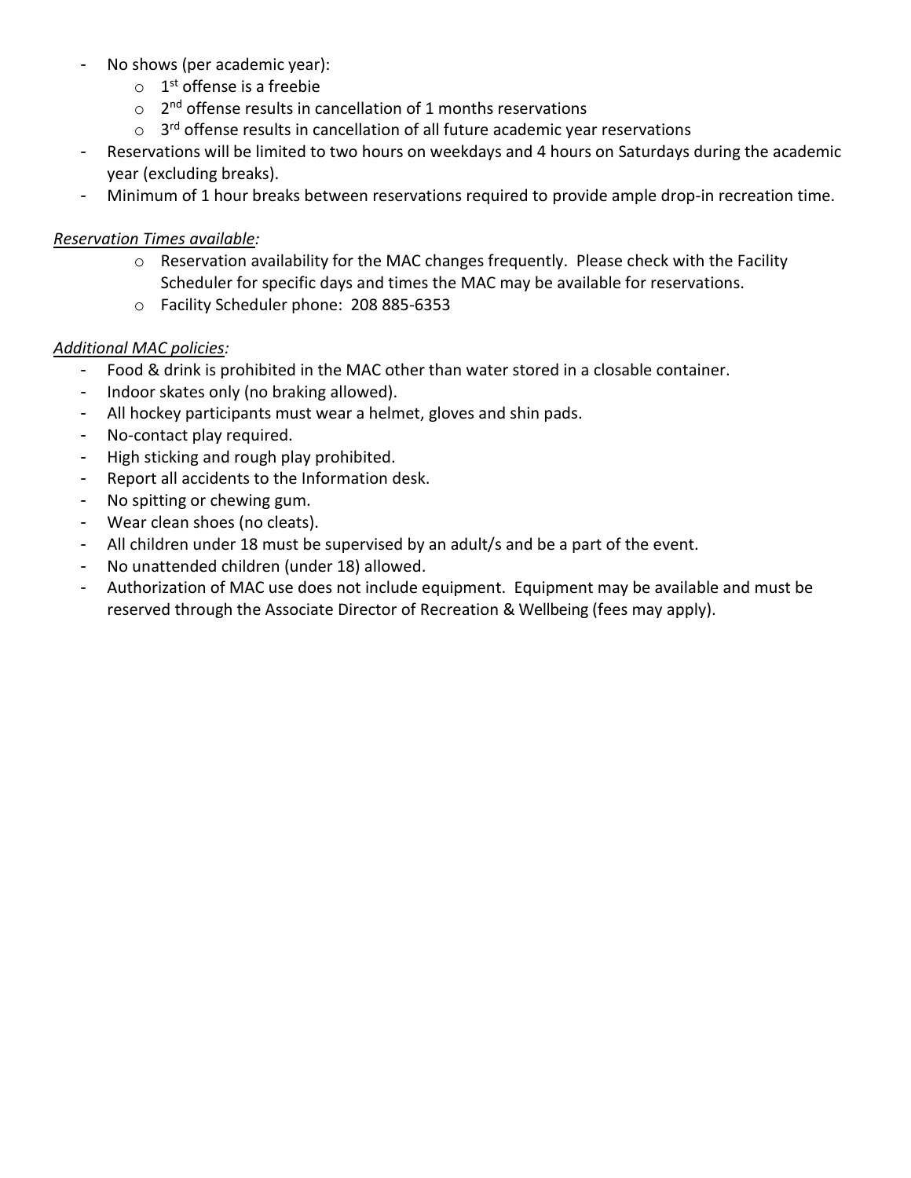- No shows (per academic year):
  - 1st offense is a freebie
  - 2nd offense results in cancellation of 1 months reservations
  - 3rd offense results in cancellation of all future academic year reservations
- Reservations will be limited to two hours on weekdays and 4 hours on Saturdays during the academic year (excluding breaks).
- Minimum of 1 hour breaks between reservations required to provide ample drop-in recreation time.

*Reservation Times available:*

- Reservation availability for the MAC changes frequently. Please check with the Facility Scheduler for specific days and times the MAC may be available for reservations.
- Facility Scheduler phone: 208 885-6353

*Additional MAC policies:*

- Food & drink is prohibited in the MAC other than water stored in a closable container.
- Indoor skates only (no braking allowed).
- All hockey participants must wear a helmet, gloves and shin pads.
- No-contact play required.
- High sticking and rough play prohibited.
- Report all accidents to the Information desk.
- No spitting or chewing gum.
- Wear clean shoes (no cleats).
- All children under 18 must be supervised by an adult/s and be a part of the event.
- No unattended children (under 18) allowed.
- Authorization of MAC use does not include equipment. Equipment may be available and must be reserved through the Associate Director of Recreation & Wellbeing (fees may apply).